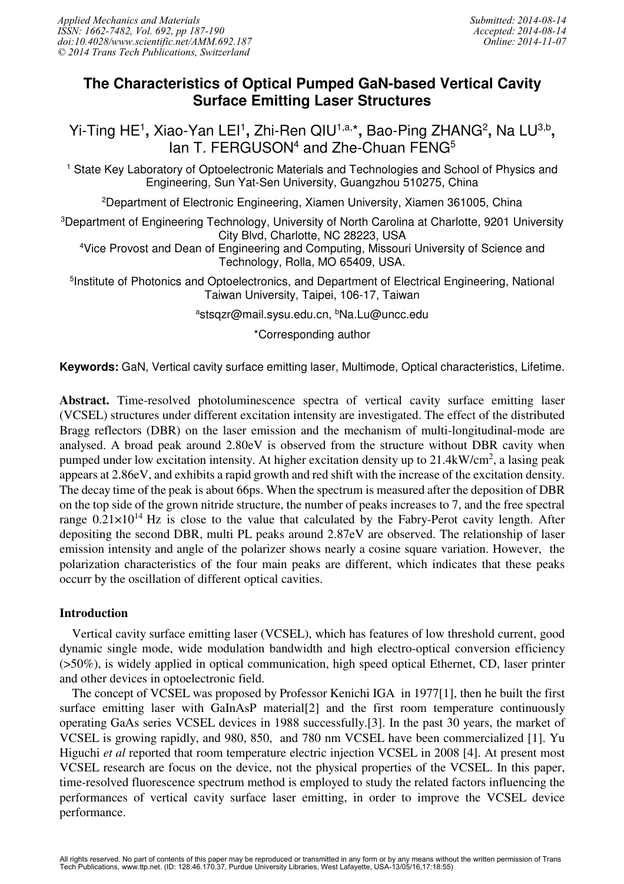# The Characteristics of Optical Pumped GaN-based Vertical Cavity Surface Emitting Laser Structures

Yi-Ting HE[1], Xiao-Yan LEI[1], Zhi-Ren QIU[1,a,*], Bao-Ping ZHANG[2], Na LU[3,b], Ian T. FERGUSON[4] and Zhe-Chuan FENG[5]

[1] State Key Laboratory of Optoelectronic Materials and Technologies and School of Physics and Engineering, Sun Yat-Sen University, Guangzhou 510275, China

[2]Department of Electronic Engineering, Xiamen University, Xiamen 361005, China

[3]Department of Engineering Technology, University of North Carolina at Charlotte, 9201 University City Blvd, Charlotte, NC 28223, USA

[4]Vice Provost and Dean of Engineering and Computing, Missouri University of Science and Technology, Rolla, MO 65409, USA.

[5]Institute of Photonics and Optoelectronics, and Department of Electrical Engineering, National Taiwan University, Taipei, 106-17, Taiwan

[a]stsqzr@mail.sysu.edu.cn, [b]Na.Lu@uncc.edu

*Corresponding author

**Keywords:** GaN, Vertical cavity surface emitting laser, Multimode, Optical characteristics, Lifetime.

**Abstract.** Time-resolved photoluminescence spectra of vertical cavity surface emitting laser (VCSEL) structures under different excitation intensity are investigated. The effect of the distributed Bragg reflectors (DBR) on the laser emission and the mechanism of multi-longitudinal-mode are analysed. A broad peak around 2.80eV is observed from the structure without DBR cavity when pumped under low excitation intensity. At higher excitation density up to 21.4kW/cm$^2$, a lasing peak appears at 2.86eV, and exhibits a rapid growth and red shift with the increase of the excitation density. The decay time of the peak is about 66ps. When the spectrum is measured after the deposition of DBR on the top side of the grown nitride structure, the number of peaks increases to 7, and the free spectral range $0.21\times10^{14}$ Hz is close to the value that calculated by the Fabry-Perot cavity length. After depositing the second DBR, multi PL peaks around 2.87eV are observed. The relationship of laser emission intensity and angle of the polarizer shows nearly a cosine square variation. However, the polarization characteristics of the four main peaks are different, which indicates that these peaks occurr by the oscillation of different optical cavities.

## Introduction

Vertical cavity surface emitting laser (VCSEL), which has features of low threshold current, good dynamic single mode, wide modulation bandwidth and high electro-optical conversion efficiency (>50%), is widely applied in optical communication, high speed optical Ethernet, CD, laser printer and other devices in optoelectronic field.

The concept of VCSEL was proposed by Professor Kenichi IGA in 1977[1], then he built the first surface emitting laser with GaInAsP material[2] and the first room temperature continuously operating GaAs series VCSEL devices in 1988 successfully.[3]. In the past 30 years, the market of VCSEL is growing rapidly, and 980, 850, and 780 nm VCSEL have been commercialized [1]. Yu Higuchi *et al* reported that room temperature electric injection VCSEL in 2008 [4]. At present most VCSEL research are focus on the device, not the physical properties of the VCSEL. In this paper, time-resolved fluorescence spectrum method is employed to study the related factors influencing the performances of vertical cavity surface laser emitting, in order to improve the VCSEL device performance.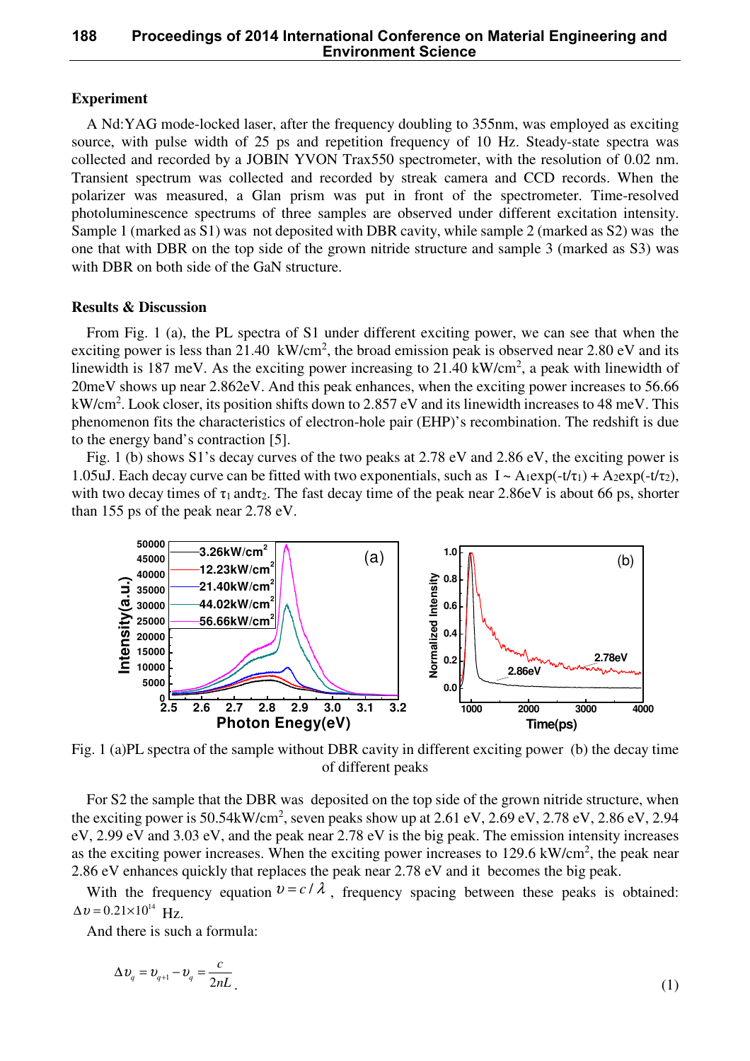## Experiment

A Nd:YAG mode-locked laser, after the frequency doubling to 355nm, was employed as exciting source, with pulse width of 25 ps and repetition frequency of 10 Hz. Steady-state spectra was collected and recorded by a JOBIN YVON Trax550 spectrometer, with the resolution of 0.02 nm. Transient spectrum was collected and recorded by streak camera and CCD records. When the polarizer was measured, a Glan prism was put in front of the spectrometer. Time-resolved photoluminescence spectrums of three samples are observed under different excitation intensity. Sample 1 (marked as S1) was not deposited with DBR cavity, while sample 2 (marked as S2) was the one that with DBR on the top side of the grown nitride structure and sample 3 (marked as S3) was with DBR on both side of the GaN structure.

## Results & Discussion

From Fig. 1 (a), the PL spectra of S1 under different exciting power, we can see that when the exciting power is less than 21.40 $kW/cm^2$, the broad emission peak is observed near 2.80 eV and its linewidth is 187 meV. As the exciting power increasing to 21.40 $kW/cm^2$, a peak with linewidth of 20meV shows up near 2.862eV. And this peak enhances, when the exciting power increases to 56.66 $kW/cm^2$. Look closer, its position shifts down to 2.857 eV and its linewidth increases to 48 meV. This phenomenon fits the characteristics of electron-hole pair (EHP)'s recombination. The redshift is due to the energy band's contraction [5].

Fig. 1 (b) shows S1's decay curves of the two peaks at 2.78 eV and 2.86 eV, the exciting power is 1.05uJ. Each decay curve can be fitted with two exponentials, such as $I \sim A_1\exp(-t/\tau_1) + A_2\exp(-t/\tau_2)$, with two decay times of $\tau_1$ and $\tau_2$. The fast decay time of the peak near 2.86eV is about 66 ps, shorter than 155 ps of the peak near 2.78 eV.

Fig. 1 (a)PL spectra of the sample without DBR cavity in different exciting power (b) the decay time of different peaks

For S2 the sample that the DBR was deposited on the top side of the grown nitride structure, when the exciting power is 50.54$kW/cm^2$, seven peaks show up at 2.61 eV, 2.69 eV, 2.78 eV, 2.86 eV, 2.94 eV, 2.99 eV and 3.03 eV, and the peak near 2.78 eV is the big peak. The emission intensity increases as the exciting power increases. When the exciting power increases to 129.6 $kW/cm^2$, the peak near 2.86 eV enhances quickly that replaces the peak near 2.78 eV and it becomes the big peak.

With the frequency equation $\upsilon = c/\lambda$, frequency spacing between these peaks is obtained: $\Delta\upsilon = 0.21\times10^{14}$ Hz.

And there is such a formula:

$$\Delta\upsilon_q = \upsilon_{q+1} - \upsilon_q = \frac{c}{2nL}. \tag{1}$$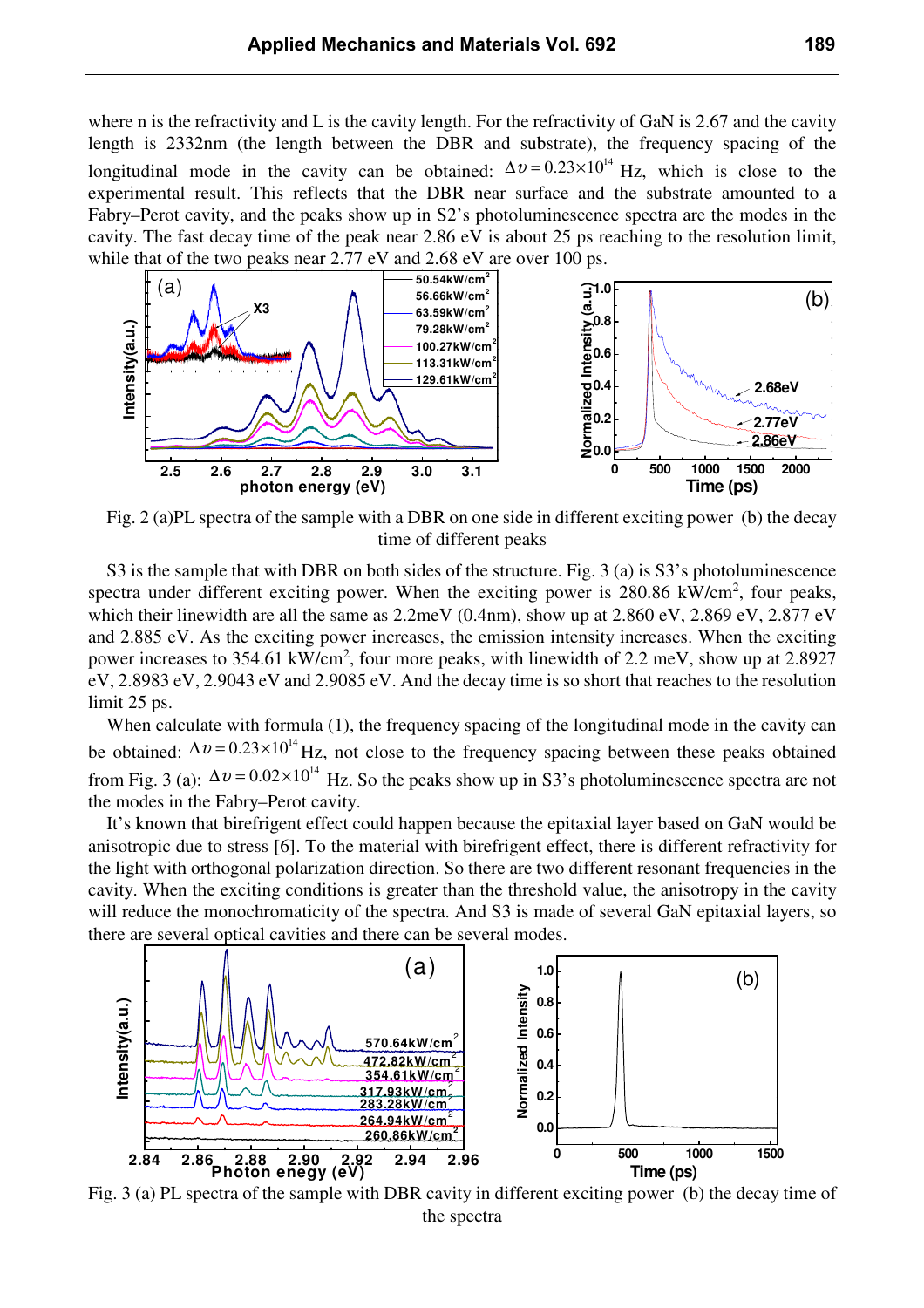where n is the refractivity and L is the cavity length. For the refractivity of GaN is 2.67 and the cavity length is 2332nm (the length between the DBR and substrate), the frequency spacing of the longitudinal mode in the cavity can be obtained: $\Delta\upsilon = 0.23\times10^{14}$ Hz, which is close to the experimental result. This reflects that the DBR near surface and the substrate amounted to a Fabry–Perot cavity, and the peaks show up in S2's photoluminescence spectra are the modes in the cavity. The fast decay time of the peak near 2.86 eV is about 25 ps reaching to the resolution limit, while that of the two peaks near 2.77 eV and 2.68 eV are over 100 ps.

Fig. 2 (a)PL spectra of the sample with a DBR on one side in different exciting power (b) the decay time of different peaks

S3 is the sample that with DBR on both sides of the structure. Fig. 3 (a) is S3's photoluminescence spectra under different exciting power. When the exciting power is 280.86 kW/cm$^2$, four peaks, which their linewidth are all the same as 2.2meV (0.4nm), show up at 2.860 eV, 2.869 eV, 2.877 eV and 2.885 eV. As the exciting power increases, the emission intensity increases. When the exciting power increases to 354.61 kW/cm$^2$, four more peaks, with linewidth of 2.2 meV, show up at 2.8927 eV, 2.8983 eV, 2.9043 eV and 2.9085 eV. And the decay time is so short that reaches to the resolution limit 25 ps.

When calculate with formula (1), the frequency spacing of the longitudinal mode in the cavity can be obtained: $\Delta\upsilon = 0.23\times10^{14}$ Hz, not close to the frequency spacing between these peaks obtained from Fig. 3 (a): $\Delta\upsilon = 0.02\times10^{14}$ Hz. So the peaks show up in S3's photoluminescence spectra are not the modes in the Fabry–Perot cavity.

It's known that birefringent effect could happen because the epitaxial layer based on GaN would be anisotropic due to stress [6]. To the material with birefringent effect, there is different refractivity for the light with orthogonal polarization direction. So there are two different resonant frequencies in the cavity. When the exciting conditions is greater than the threshold value, the anisotropy in the cavity will reduce the monochromaticity of the spectra. And S3 is made of several GaN epitaxial layers, so there are several optical cavities and there can be several modes.

Fig. 3 (a) PL spectra of the sample with DBR cavity in different exciting power (b) the decay time of the spectra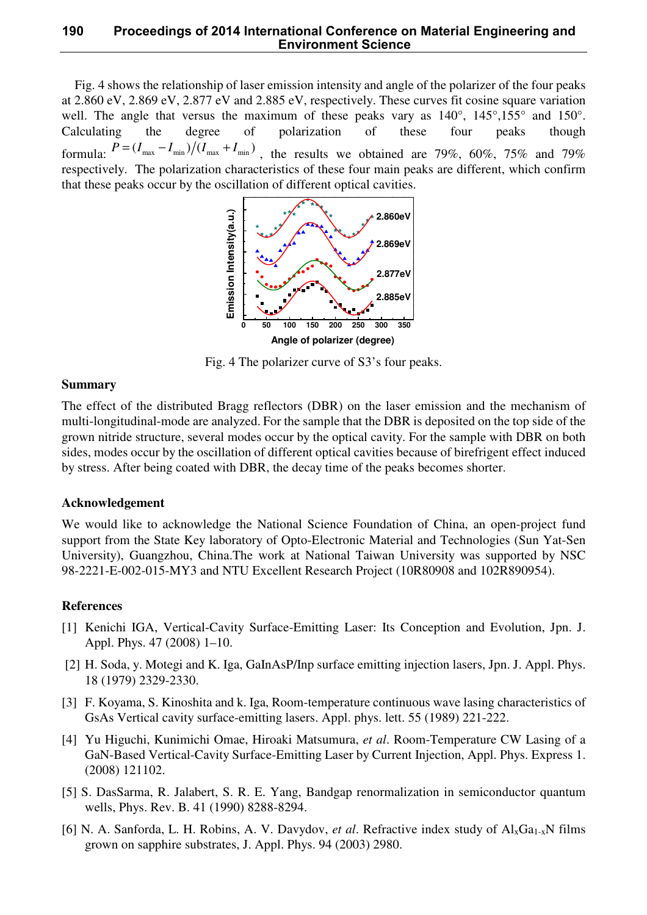Fig. 4 shows the relationship of laser emission intensity and angle of the polarizer of the four peaks at 2.860 eV, 2.869 eV, 2.877 eV and 2.885 eV, respectively. These curves fit cosine square variation well. The angle that versus the maximum of these peaks vary as 140°, 145°,155° and 150°. Calculating the degree of polarization of these four peaks though formula: $P = (I_{max} - I_{min}) / (I_{max} + I_{min})$ , the results we obtained are 79%, 60%, 75% and 79% respectively. The polarization characteristics of these four main peaks are different, which confirm that these peaks occur by the oscillation of different optical cavities.

Fig. 4 The polarizer curve of S3's four peaks.

## Summary

The effect of the distributed Bragg reflectors (DBR) on the laser emission and the mechanism of multi-longitudinal-mode are analyzed. For the sample that the DBR is deposited on the top side of the grown nitride structure, several modes occur by the optical cavity. For the sample with DBR on both sides, modes occur by the oscillation of different optical cavities because of birefrigent effect induced by stress. After being coated with DBR, the decay time of the peaks becomes shorter.

## Acknowledgement

We would like to acknowledge the National Science Foundation of China, an open-project fund support from the State Key laboratory of Opto-Electronic Material and Technologies (Sun Yat-Sen University), Guangzhou, China.The work at National Taiwan University was supported by NSC 98-2221-E-002-015-MY3 and NTU Excellent Research Project (10R80908 and 102R890954).

## References

[1] Kenichi IGA, Vertical-Cavity Surface-Emitting Laser: Its Conception and Evolution, Jpn. J. Appl. Phys. 47 (2008) 1–10.

[2] H. Soda, y. Motegi and K. Iga, GaInAsP/Inp surface emitting injection lasers, Jpn. J. Appl. Phys. 18 (1979) 2329-2330.

[3] F. Koyama, S. Kinoshita and k. Iga, Room-temperature continuous wave lasing characteristics of GsAs Vertical cavity surface-emitting lasers. Appl. phys. lett. 55 (1989) 221-222.

[4] Yu Higuchi, Kunimichi Omae, Hiroaki Matsumura, *et al*. Room-Temperature CW Lasing of a GaN-Based Vertical-Cavity Surface-Emitting Laser by Current Injection, Appl. Phys. Express 1. (2008) 121102.

[5] S. DasSarma, R. Jalabert, S. R. E. Yang, Bandgap renormalization in semiconductor quantum wells, Phys. Rev. B. 41 (1990) 8288-8294.

[6] N. A. Sanforda, L. H. Robins, A. V. Davydov, *et al*. Refractive index study of $Al_xGa_{1-x}N$ films grown on sapphire substrates, J. Appl. Phys. 94 (2003) 2980.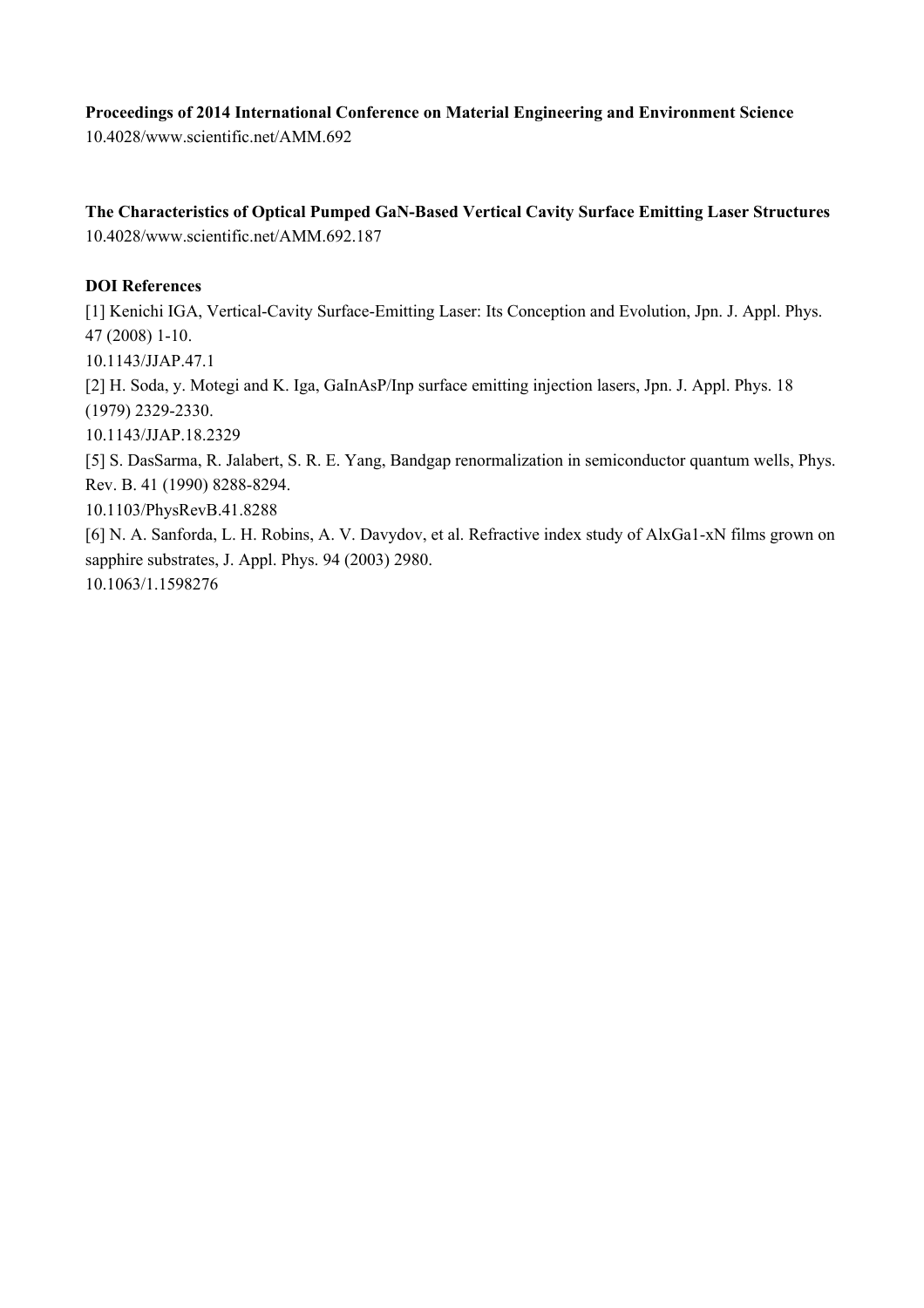**Proceedings of 2014 International Conference on Material Engineering and Environment Science**
10.4028/www.scientific.net/AMM.692

**The Characteristics of Optical Pumped GaN-Based Vertical Cavity Surface Emitting Laser Structures**
10.4028/www.scientific.net/AMM.692.187

**DOI References**

[1] Kenichi IGA, Vertical-Cavity Surface-Emitting Laser: Its Conception and Evolution, Jpn. J. Appl. Phys. 47 (2008) 1-10.
10.1143/JJAP.47.1

[2] H. Soda, y. Motegi and K. Iga, GaInAsP/Inp surface emitting injection lasers, Jpn. J. Appl. Phys. 18 (1979) 2329-2330.
10.1143/JJAP.18.2329

[5] S. DasSarma, R. Jalabert, S. R. E. Yang, Bandgap renormalization in semiconductor quantum wells, Phys. Rev. B. 41 (1990) 8288-8294.
10.1103/PhysRevB.41.8288

[6] N. A. Sanforda, L. H. Robins, A. V. Davydov, et al. Refractive index study of AlxGa1-xN films grown on sapphire substrates, J. Appl. Phys. 94 (2003) 2980.
10.1063/1.1598276